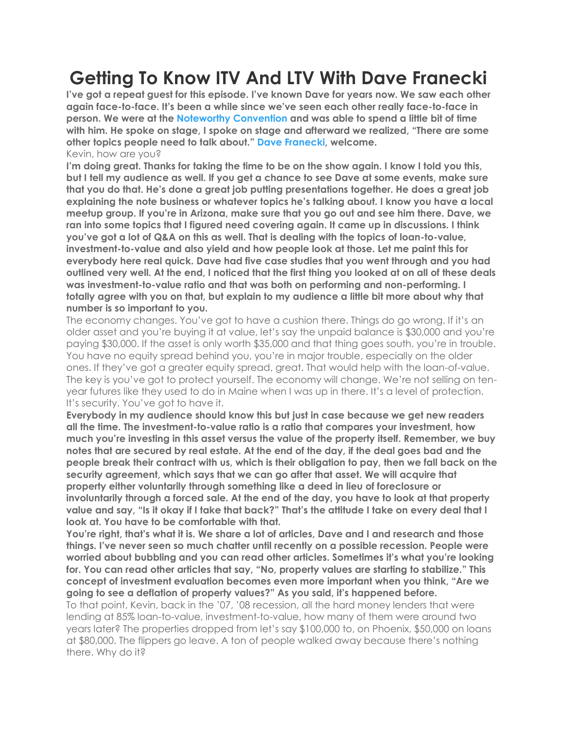# Getting To Know ITV And LTV With Dave Franecki

**I've got a repeat guest for this episode. I've known Dave for years now. We saw each other again face-to-face. It's been a while since we've seen each other really face-to-face in person. We were at the Noteworthy Convention and was able to spend a little bit of time with him. He spoke on stage, I spoke on stage and afterward we realized, "There are some other topics people need to talk about." Dave Franecki, welcome.**

Kevin, how are you?

**I'm doing great. Thanks for taking the time to be on the show again. I know I told you this, but I tell my audience as well. If you get a chance to see Dave at some events, make sure that you do that. He's done a great job putting presentations together. He does a great job explaining the note business or whatever topics he's talking about. I know you have a local meetup group. If you're in Arizona, make sure that you go out and see him there. Dave, we ran into some topics that I figured need covering again. It came up in discussions. I think you've got a lot of Q&A on this as well. That is dealing with the topics of loan-to-value, investment-to-value and also yield and how people look at those. Let me paint this for everybody here real quick. Dave had five case studies that you went through and you had outlined very well. At the end, I noticed that the first thing you looked at on all of these deals was investment-to-value ratio and that was both on performing and non-performing. I totally agree with you on that, but explain to my audience a little bit more about why that number is so important to you.**

The economy changes. You've got to have a cushion there. Things do go wrong. If it's an older asset and you're buying it at value, let's say the unpaid balance is $30,000 and you're paying $30,000. If the asset is only worth $35,000 and that thing goes south, you're in trouble. You have no equity spread behind you, you're in major trouble, especially on the older ones. If they've got a greater equity spread, great. That would help with the loan-of-value. The key is you've got to protect yourself. The economy will change. We're not selling on ten-year futures like they used to do in Maine when I was up in there. It's a level of protection. It's security. You've got to have it.

**Everybody in my audience should know this but just in case because we get new readers all the time. The investment-to-value ratio is a ratio that compares your investment, how much you're investing in this asset versus the value of the property itself. Remember, we buy notes that are secured by real estate. At the end of the day, if the deal goes bad and the people break their contract with us, which is their obligation to pay, then we fall back on the security agreement, which says that we can go after that asset. We will acquire that property either voluntarily through something like a deed in lieu of foreclosure or involuntarily through a forced sale. At the end of the day, you have to look at that property value and say, "Is it okay if I take that back?" That's the attitude I take on every deal that I look at. You have to be comfortable with that.**

**You're right, that's what it is. We share a lot of articles, Dave and I and research and those things. I've never seen so much chatter until recently on a possible recession. People were worried about bubbling and you can read other articles. Sometimes it's what you're looking for. You can read other articles that say, "No, property values are starting to stabilize." This concept of investment evaluation becomes even more important when you think, "Are we going to see a deflation of property values?" As you said, it's happened before.**

To that point, Kevin, back in the '07, '08 recession, all the hard money lenders that were lending at 85% loan-to-value, investment-to-value, how many of them were around two years later? The properties dropped from let's say $100,000 to, on Phoenix, $50,000 on loans at $80,000. The flippers go leave. A ton of people walked away because there's nothing there. Why do it?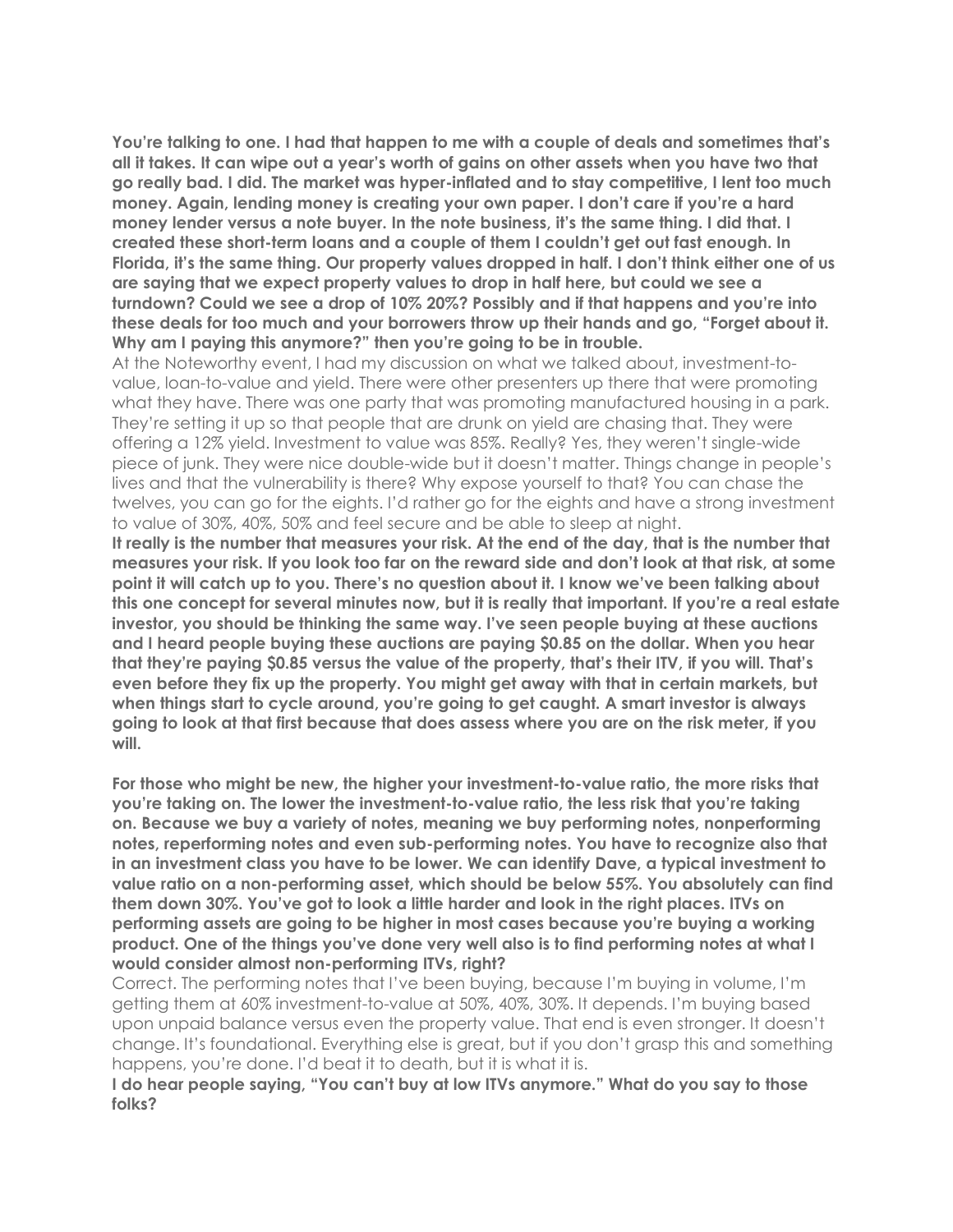**You're talking to one. I had that happen to me with a couple of deals and sometimes that's all it takes. It can wipe out a year's worth of gains on other assets when you have two that go really bad. I did. The market was hyper-inflated and to stay competitive, I lent too much money. Again, lending money is creating your own paper. I don't care if you're a hard money lender versus a note buyer. In the note business, it's the same thing. I did that. I created these short-term loans and a couple of them I couldn't get out fast enough. In Florida, it's the same thing. Our property values dropped in half. I don't think either one of us are saying that we expect property values to drop in half here, but could we see a turndown? Could we see a drop of 10% 20%? Possibly and if that happens and you're into these deals for too much and your borrowers throw up their hands and go, "Forget about it. Why am I paying this anymore?" then you're going to be in trouble.**

At the Noteworthy event, I had my discussion on what we talked about, investment-to-value, loan-to-value and yield. There were other presenters up there that were promoting what they have. There was one party that was promoting manufactured housing in a park. They're setting it up so that people that are drunk on yield are chasing that. They were offering a 12% yield. Investment to value was 85%. Really? Yes, they weren't single-wide piece of junk. They were nice double-wide but it doesn't matter. Things change in people's lives and that the vulnerability is there? Why expose yourself to that? You can chase the twelves, you can go for the eights. I'd rather go for the eights and have a strong investment to value of 30%, 40%, 50% and feel secure and be able to sleep at night.

**It really is the number that measures your risk. At the end of the day, that is the number that measures your risk. If you look too far on the reward side and don't look at that risk, at some point it will catch up to you. There's no question about it. I know we've been talking about this one concept for several minutes now, but it is really that important. If you're a real estate investor, you should be thinking the same way. I've seen people buying at these auctions and I heard people buying these auctions are paying $0.85 on the dollar. When you hear that they're paying $0.85 versus the value of the property, that's their ITV, if you will. That's even before they fix up the property. You might get away with that in certain markets, but when things start to cycle around, you're going to get caught. A smart investor is always going to look at that first because that does assess where you are on the risk meter, if you will.**

**For those who might be new, the higher your investment-to-value ratio, the more risks that you're taking on. The lower the investment-to-value ratio, the less risk that you're taking on. Because we buy a variety of notes, meaning we buy performing notes, nonperforming notes, reperforming notes and even sub-performing notes. You have to recognize also that in an investment class you have to be lower. We can identify Dave, a typical investment to value ratio on a non-performing asset, which should be below 55%. You absolutely can find them down 30%. You've got to look a little harder and look in the right places. ITVs on performing assets are going to be higher in most cases because you're buying a working product. One of the things you've done very well also is to find performing notes at what I would consider almost non-performing ITVs, right?**

Correct. The performing notes that I've been buying, because I'm buying in volume, I'm getting them at 60% investment-to-value at 50%, 40%, 30%. It depends. I'm buying based upon unpaid balance versus even the property value. That end is even stronger. It doesn't change. It's foundational. Everything else is great, but if you don't grasp this and something happens, you're done. I'd beat it to death, but it is what it is.

**I do hear people saying, "You can't buy at low ITVs anymore." What do you say to those folks?**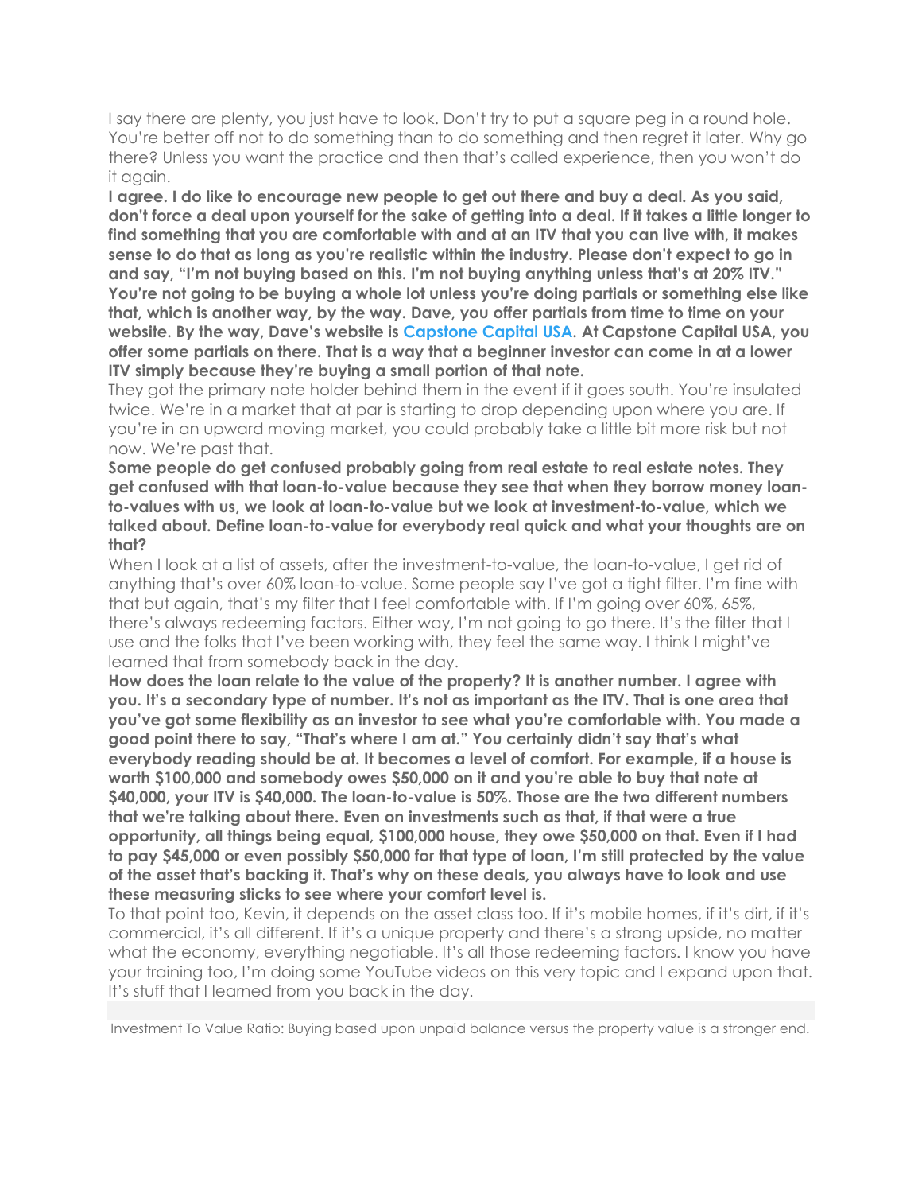I say there are plenty, you just have to look. Don't try to put a square peg in a round hole. You're better off not to do something than to do something and then regret it later. Why go there? Unless you want the practice and then that's called experience, then you won't do it again.

**I agree. I do like to encourage new people to get out there and buy a deal. As you said, don't force a deal upon yourself for the sake of getting into a deal. If it takes a little longer to find something that you are comfortable with and at an ITV that you can live with, it makes sense to do that as long as you're realistic within the industry. Please don't expect to go in and say, "I'm not buying based on this. I'm not buying anything unless that's at 20% ITV." You're not going to be buying a whole lot unless you're doing partials or something else like that, which is another way, by the way. Dave, you offer partials from time to time on your website. By the way, Dave's website is Capstone Capital USA. At Capstone Capital USA, you offer some partials on there. That is a way that a beginner investor can come in at a lower ITV simply because they're buying a small portion of that note.**

They got the primary note holder behind them in the event if it goes south. You're insulated twice. We're in a market that at par is starting to drop depending upon where you are. If you're in an upward moving market, you could probably take a little bit more risk but not now. We're past that.

**Some people do get confused probably going from real estate to real estate notes. They get confused with that loan-to-value because they see that when they borrow money loan-to-values with us, we look at loan-to-value but we look at investment-to-value, which we talked about. Define loan-to-value for everybody real quick and what your thoughts are on that?**

When I look at a list of assets, after the investment-to-value, the loan-to-value, I get rid of anything that's over 60% loan-to-value. Some people say I've got a tight filter. I'm fine with that but again, that's my filter that I feel comfortable with. If I'm going over 60%, 65%, there's always redeeming factors. Either way, I'm not going to go there. It's the filter that I use and the folks that I've been working with, they feel the same way. I think I might've learned that from somebody back in the day.

**How does the loan relate to the value of the property? It is another number. I agree with you. It's a secondary type of number. It's not as important as the ITV. That is one area that you've got some flexibility as an investor to see what you're comfortable with. You made a good point there to say, "That's where I am at." You certainly didn't say that's what everybody reading should be at. It becomes a level of comfort. For example, if a house is worth $100,000 and somebody owes $50,000 on it and you're able to buy that note at $40,000, your ITV is $40,000. The loan-to-value is 50%. Those are the two different numbers that we're talking about there. Even on investments such as that, if that were a true opportunity, all things being equal, $100,000 house, they owe $50,000 on that. Even if I had to pay $45,000 or even possibly $50,000 for that type of loan, I'm still protected by the value of the asset that's backing it. That's why on these deals, you always have to look and use these measuring sticks to see where your comfort level is.**

To that point too, Kevin, it depends on the asset class too. If it's mobile homes, if it's dirt, if it's commercial, it's all different. If it's a unique property and there's a strong upside, no matter what the economy, everything negotiable. It's all those redeeming factors. I know you have your training too, I'm doing some YouTube videos on this very topic and I expand upon that. It's stuff that I learned from you back in the day.

Investment To Value Ratio: Buying based upon unpaid balance versus the property value is a stronger end.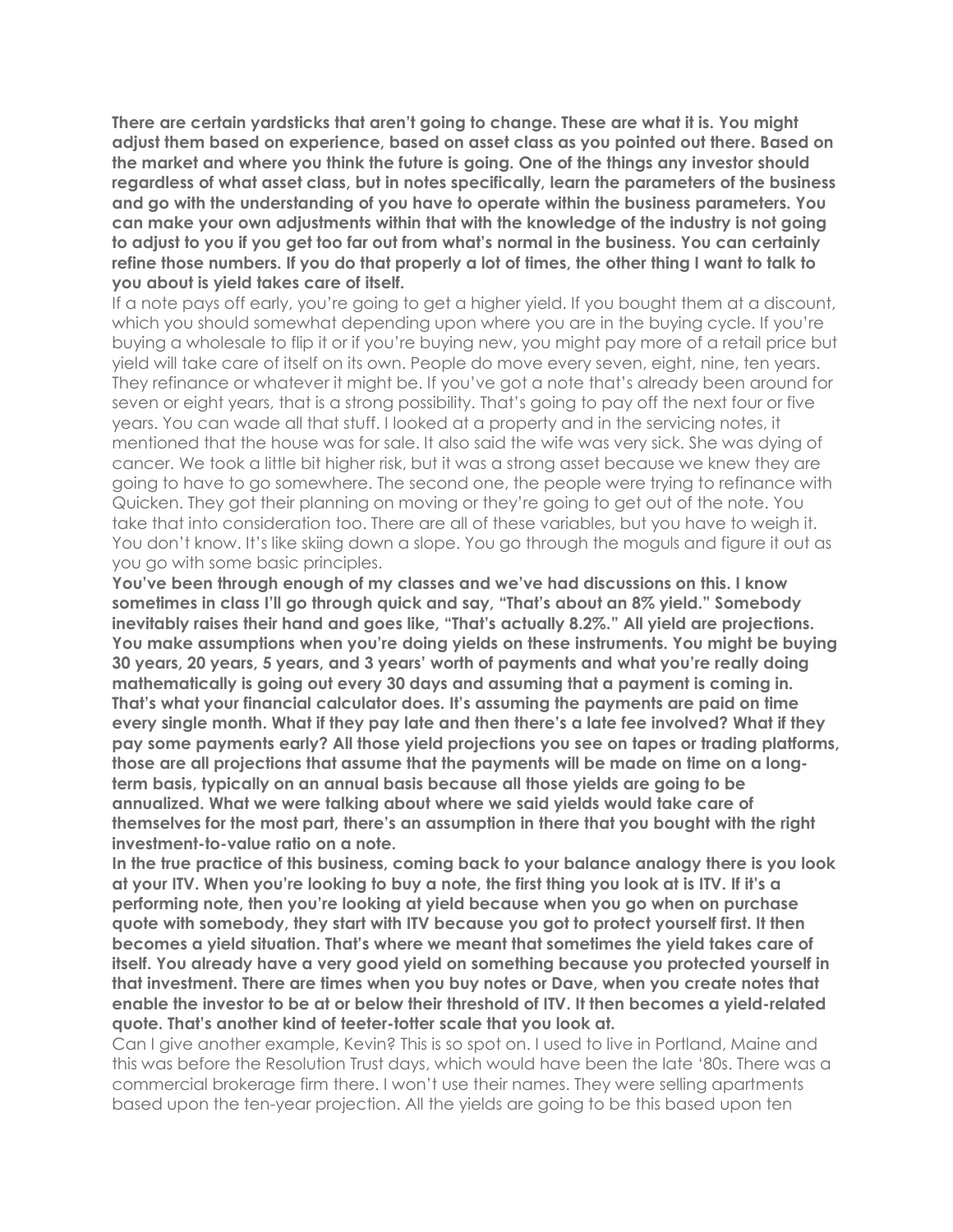**There are certain yardsticks that aren't going to change. These are what it is. You might adjust them based on experience, based on asset class as you pointed out there. Based on the market and where you think the future is going. One of the things any investor should regardless of what asset class, but in notes specifically, learn the parameters of the business and go with the understanding of you have to operate within the business parameters. You can make your own adjustments within that with the knowledge of the industry is not going to adjust to you if you get too far out from what's normal in the business. You can certainly refine those numbers. If you do that properly a lot of times, the other thing I want to talk to you about is yield takes care of itself.**

If a note pays off early, you're going to get a higher yield. If you bought them at a discount, which you should somewhat depending upon where you are in the buying cycle. If you're buying a wholesale to flip it or if you're buying new, you might pay more of a retail price but yield will take care of itself on its own. People do move every seven, eight, nine, ten years. They refinance or whatever it might be. If you've got a note that's already been around for seven or eight years, that is a strong possibility. That's going to pay off the next four or five years. You can wade all that stuff. I looked at a property and in the servicing notes, it mentioned that the house was for sale. It also said the wife was very sick. She was dying of cancer. We took a little bit higher risk, but it was a strong asset because we knew they are going to have to go somewhere. The second one, the people were trying to refinance with Quicken. They got their planning on moving or they're going to get out of the note. You take that into consideration too. There are all of these variables, but you have to weigh it. You don't know. It's like skiing down a slope. You go through the moguls and figure it out as you go with some basic principles.

**You've been through enough of my classes and we've had discussions on this. I know sometimes in class I'll go through quick and say, "That's about an 8% yield." Somebody inevitably raises their hand and goes like, "That's actually 8.2%." All yield are projections. You make assumptions when you're doing yields on these instruments. You might be buying 30 years, 20 years, 5 years, and 3 years' worth of payments and what you're really doing mathematically is going out every 30 days and assuming that a payment is coming in. That's what your financial calculator does. It's assuming the payments are paid on time every single month. What if they pay late and then there's a late fee involved? What if they pay some payments early? All those yield projections you see on tapes or trading platforms, those are all projections that assume that the payments will be made on time on a long-term basis, typically on an annual basis because all those yields are going to be annualized. What we were talking about where we said yields would take care of themselves for the most part, there's an assumption in there that you bought with the right investment-to-value ratio on a note.**

**In the true practice of this business, coming back to your balance analogy there is you look at your ITV. When you're looking to buy a note, the first thing you look at is ITV. If it's a performing note, then you're looking at yield because when you go when on purchase quote with somebody, they start with ITV because you got to protect yourself first. It then becomes a yield situation. That's where we meant that sometimes the yield takes care of itself. You already have a very good yield on something because you protected yourself in that investment. There are times when you buy notes or Dave, when you create notes that enable the investor to be at or below their threshold of ITV. It then becomes a yield-related quote. That's another kind of teeter-totter scale that you look at.**

Can I give another example, Kevin? This is so spot on. I used to live in Portland, Maine and this was before the Resolution Trust days, which would have been the late '80s. There was a commercial brokerage firm there. I won't use their names. They were selling apartments based upon the ten-year projection. All the yields are going to be this based upon ten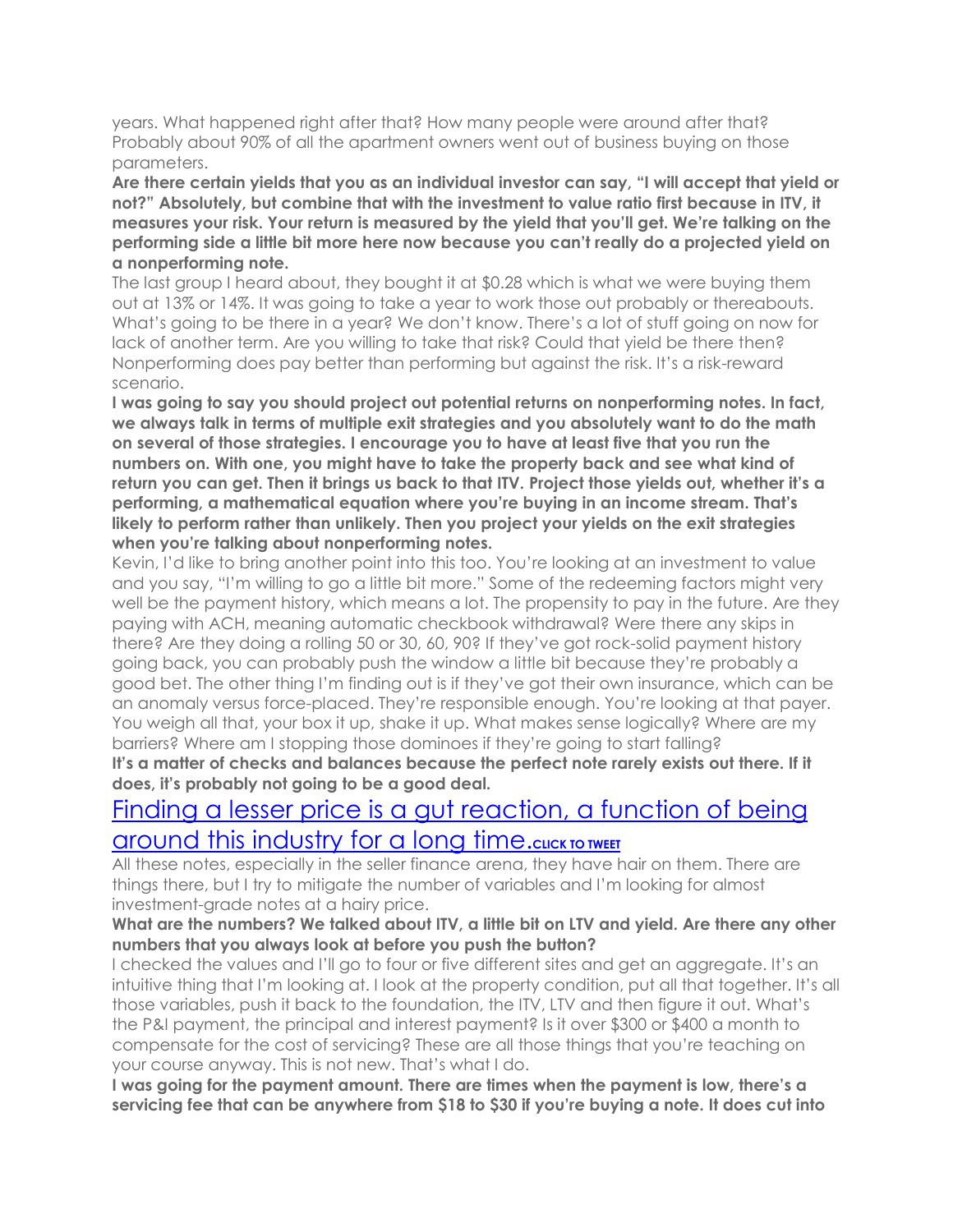years. What happened right after that? How many people were around after that? Probably about 90% of all the apartment owners went out of business buying on those parameters.

**Are there certain yields that you as an individual investor can say, "I will accept that yield or not?" Absolutely, but combine that with the investment to value ratio first because in ITV, it measures your risk. Your return is measured by the yield that you'll get. We're talking on the performing side a little bit more here now because you can't really do a projected yield on a nonperforming note.**

The last group I heard about, they bought it at $0.28 which is what we were buying them out at 13% or 14%. It was going to take a year to work those out probably or thereabouts. What's going to be there in a year? We don't know. There's a lot of stuff going on now for lack of another term. Are you willing to take that risk? Could that yield be there then? Nonperforming does pay better than performing but against the risk. It's a risk-reward scenario.

**I was going to say you should project out potential returns on nonperforming notes. In fact, we always talk in terms of multiple exit strategies and you absolutely want to do the math on several of those strategies. I encourage you to have at least five that you run the numbers on. With one, you might have to take the property back and see what kind of return you can get. Then it brings us back to that ITV. Project those yields out, whether it's a performing, a mathematical equation where you're buying in an income stream. That's likely to perform rather than unlikely. Then you project your yields on the exit strategies when you're talking about nonperforming notes.**

Kevin, I'd like to bring another point into this too. You're looking at an investment to value and you say, "I'm willing to go a little bit more." Some of the redeeming factors might very well be the payment history, which means a lot. The propensity to pay in the future. Are they paying with ACH, meaning automatic checkbook withdrawal? Were there any skips in there? Are they doing a rolling 50 or 30, 60, 90? If they've got rock-solid payment history going back, you can probably push the window a little bit because they're probably a good bet. The other thing I'm finding out is if they've got their own insurance, which can be an anomaly versus force-placed. They're responsible enough. You're looking at that payer. You weigh all that, your box it up, shake it up. What makes sense logically? Where are my barriers? Where am I stopping those dominoes if they're going to start falling?

**It's a matter of checks and balances because the perfect note rarely exists out there. If it does, it's probably not going to be a good deal.**

## Finding a lesser price is a gut reaction, a function of being around this industry for a long time. CLICK TO TWEET

All these notes, especially in the seller finance arena, they have hair on them. There are things there, but I try to mitigate the number of variables and I'm looking for almost investment-grade notes at a hairy price.

**What are the numbers? We talked about ITV, a little bit on LTV and yield. Are there any other numbers that you always look at before you push the button?**

I checked the values and I'll go to four or five different sites and get an aggregate. It's an intuitive thing that I'm looking at. I look at the property condition, put all that together. It's all those variables, push it back to the foundation, the ITV, LTV and then figure it out. What's the P&I payment, the principal and interest payment? Is it over $300 or $400 a month to compensate for the cost of servicing? These are all those things that you're teaching on your course anyway. This is not new. That's what I do.

**I was going for the payment amount. There are times when the payment is low, there's a servicing fee that can be anywhere from $18 to $30 if you're buying a note. It does cut into**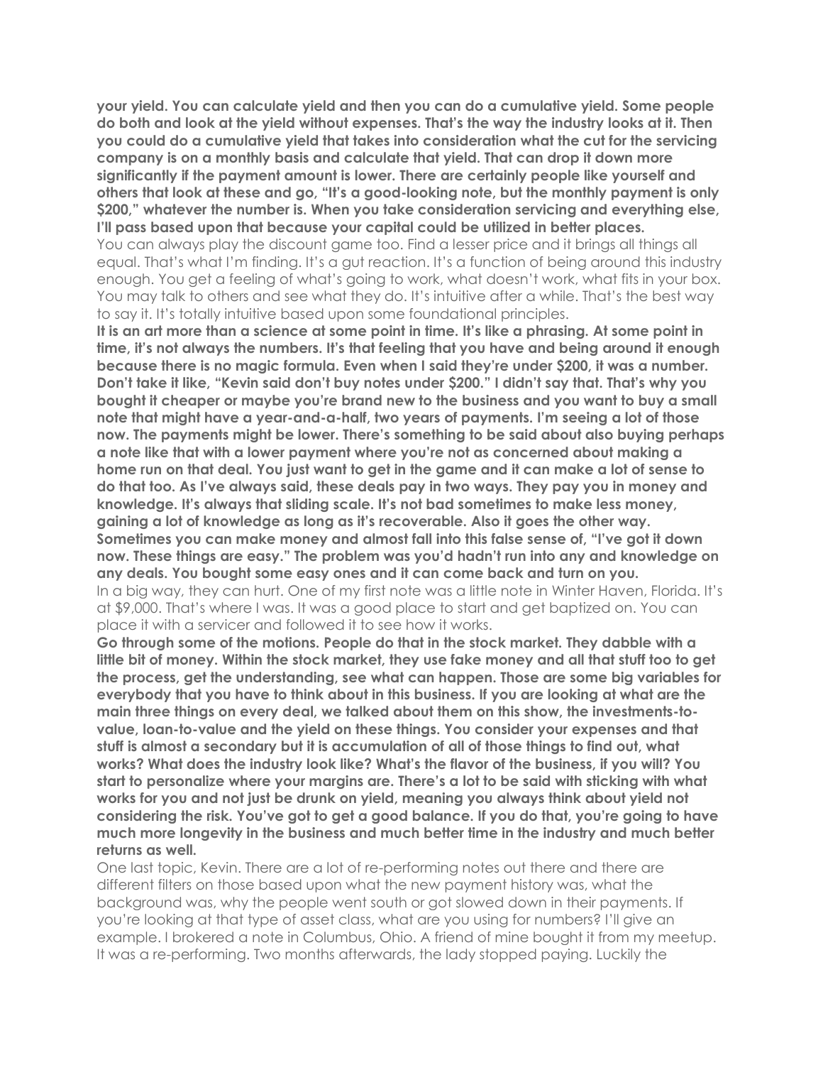**your yield. You can calculate yield and then you can do a cumulative yield. Some people do both and look at the yield without expenses. That's the way the industry looks at it. Then you could do a cumulative yield that takes into consideration what the cut for the servicing company is on a monthly basis and calculate that yield. That can drop it down more significantly if the payment amount is lower. There are certainly people like yourself and others that look at these and go, "It's a good-looking note, but the monthly payment is only $200," whatever the number is. When you take consideration servicing and everything else, I'll pass based upon that because your capital could be utilized in better places.**

You can always play the discount game too. Find a lesser price and it brings all things all equal. That's what I'm finding. It's a gut reaction. It's a function of being around this industry enough. You get a feeling of what's going to work, what doesn't work, what fits in your box. You may talk to others and see what they do. It's intuitive after a while. That's the best way to say it. It's totally intuitive based upon some foundational principles.

**It is an art more than a science at some point in time. It's like a phrasing. At some point in time, it's not always the numbers. It's that feeling that you have and being around it enough because there is no magic formula. Even when I said they're under $200, it was a number. Don't take it like, "Kevin said don't buy notes under $200." I didn't say that. That's why you bought it cheaper or maybe you're brand new to the business and you want to buy a small note that might have a year-and-a-half, two years of payments. I'm seeing a lot of those now. The payments might be lower. There's something to be said about also buying perhaps a note like that with a lower payment where you're not as concerned about making a home run on that deal. You just want to get in the game and it can make a lot of sense to do that too. As I've always said, these deals pay in two ways. They pay you in money and knowledge. It's always that sliding scale. It's not bad sometimes to make less money, gaining a lot of knowledge as long as it's recoverable. Also it goes the other way. Sometimes you can make money and almost fall into this false sense of, "I've got it down now. These things are easy." The problem was you'd hadn't run into any and knowledge on any deals. You bought some easy ones and it can come back and turn on you.**

In a big way, they can hurt. One of my first note was a little note in Winter Haven, Florida. It's at $9,000. That's where I was. It was a good place to start and get baptized on. You can place it with a servicer and followed it to see how it works.

**Go through some of the motions. People do that in the stock market. They dabble with a little bit of money. Within the stock market, they use fake money and all that stuff too to get the process, get the understanding, see what can happen. Those are some big variables for everybody that you have to think about in this business. If you are looking at what are the main three things on every deal, we talked about them on this show, the investments-to-value, loan-to-value and the yield on these things. You consider your expenses and that stuff is almost a secondary but it is accumulation of all of those things to find out, what works? What does the industry look like? What's the flavor of the business, if you will? You start to personalize where your margins are. There's a lot to be said with sticking with what works for you and not just be drunk on yield, meaning you always think about yield not considering the risk. You've got to get a good balance. If you do that, you're going to have much more longevity in the business and much better time in the industry and much better returns as well.**

One last topic, Kevin. There are a lot of re-performing notes out there and there are different filters on those based upon what the new payment history was, what the background was, why the people went south or got slowed down in their payments. If you're looking at that type of asset class, what are you using for numbers? I'll give an example. I brokered a note in Columbus, Ohio. A friend of mine bought it from my meetup. It was a re-performing. Two months afterwards, the lady stopped paying. Luckily the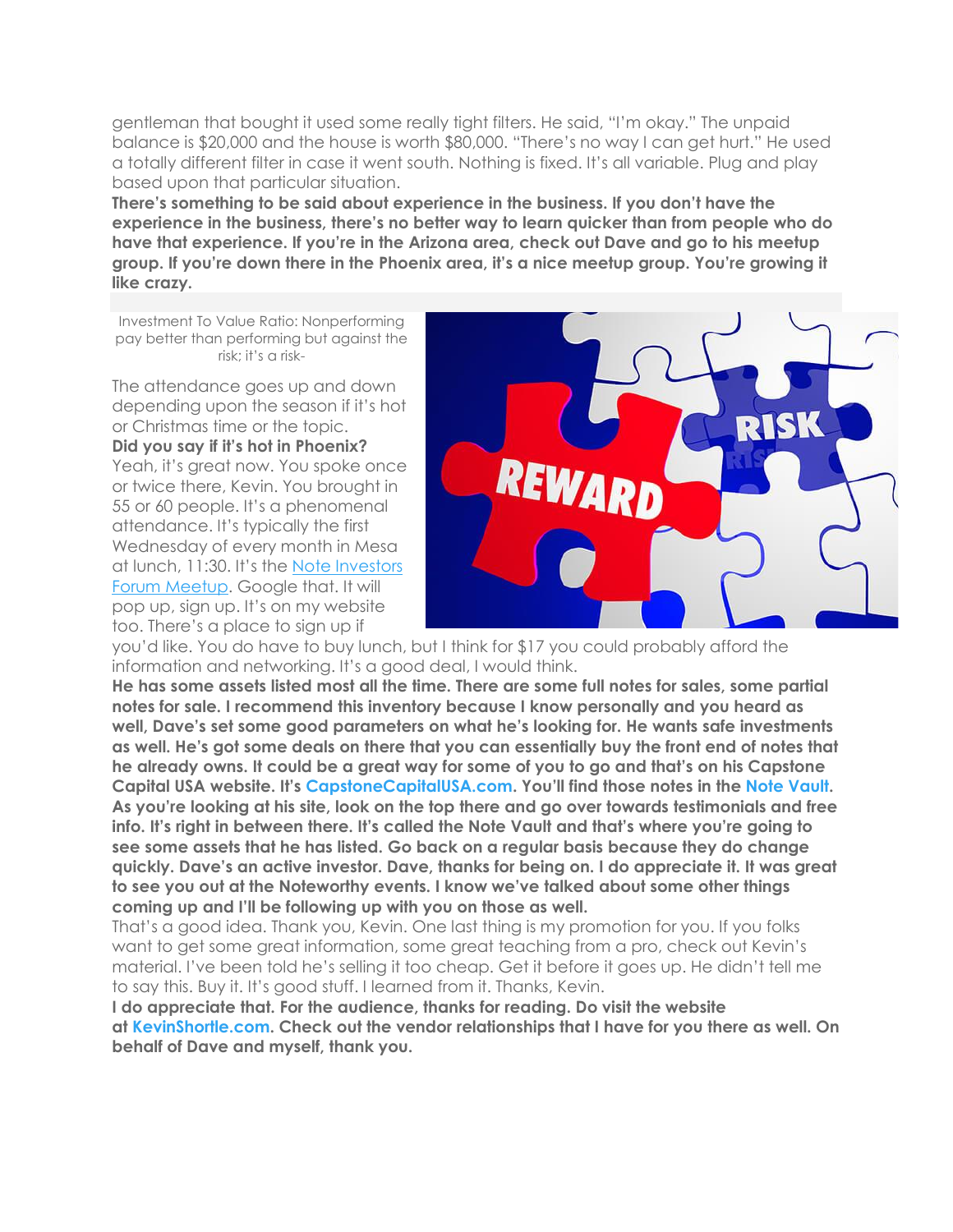gentleman that bought it used some really tight filters. He said, "I'm okay." The unpaid balance is $20,000 and the house is worth $80,000. "There's no way I can get hurt." He used a totally different filter in case it went south. Nothing is fixed. It's all variable. Plug and play based upon that particular situation.

**There's something to be said about experience in the business. If you don't have the experience in the business, there's no better way to learn quicker than from people who do have that experience. If you're in the Arizona area, check out Dave and go to his meetup group. If you're down there in the Phoenix area, it's a nice meetup group. You're growing it like crazy.**

Investment To Value Ratio: Nonperforming pay better than performing but against the risk; it's a risk-

The attendance goes up and down depending upon the season if it's hot or Christmas time or the topic.

**Did you say if it's hot in Phoenix?**

Yeah, it's great now. You spoke once or twice there, Kevin. You brought in 55 or 60 people. It's a phenomenal attendance. It's typically the first Wednesday of every month in Mesa at lunch, 11:30. It's the Note Investors Forum Meetup. Google that. It will pop up, sign up. It's on my website too. There's a place to sign up if you'd like. You do have to buy lunch, but I think for $17 you could probably afford the information and networking. It's a good deal, I would think.

**He has some assets listed most all the time. There are some full notes for sales, some partial notes for sale. I recommend this inventory because I know personally and you heard as well, Dave's set some good parameters on what he's looking for. He wants safe investments as well. He's got some deals on there that you can essentially buy the front end of notes that he already owns. It could be a great way for some of you to go and that's on his Capstone Capital USA website. It's CapstoneCapitalUSA.com. You'll find those notes in the Note Vault. As you're looking at his site, look on the top there and go over towards testimonials and free info. It's right in between there. It's called the Note Vault and that's where you're going to see some assets that he has listed. Go back on a regular basis because they do change quickly. Dave's an active investor. Dave, thanks for being on. I do appreciate it. It was great to see you out at the Noteworthy events. I know we've talked about some other things coming up and I'll be following up with you on those as well.**

That's a good idea. Thank you, Kevin. One last thing is my promotion for you. If you folks want to get some great information, some great teaching from a pro, check out Kevin's material. I've been told he's selling it too cheap. Get it before it goes up. He didn't tell me to say this. Buy it. It's good stuff. I learned from it. Thanks, Kevin.

**I do appreciate that. For the audience, thanks for reading. Do visit the website at KevinShortle.com. Check out the vendor relationships that I have for you there as well. On behalf of Dave and myself, thank you.**